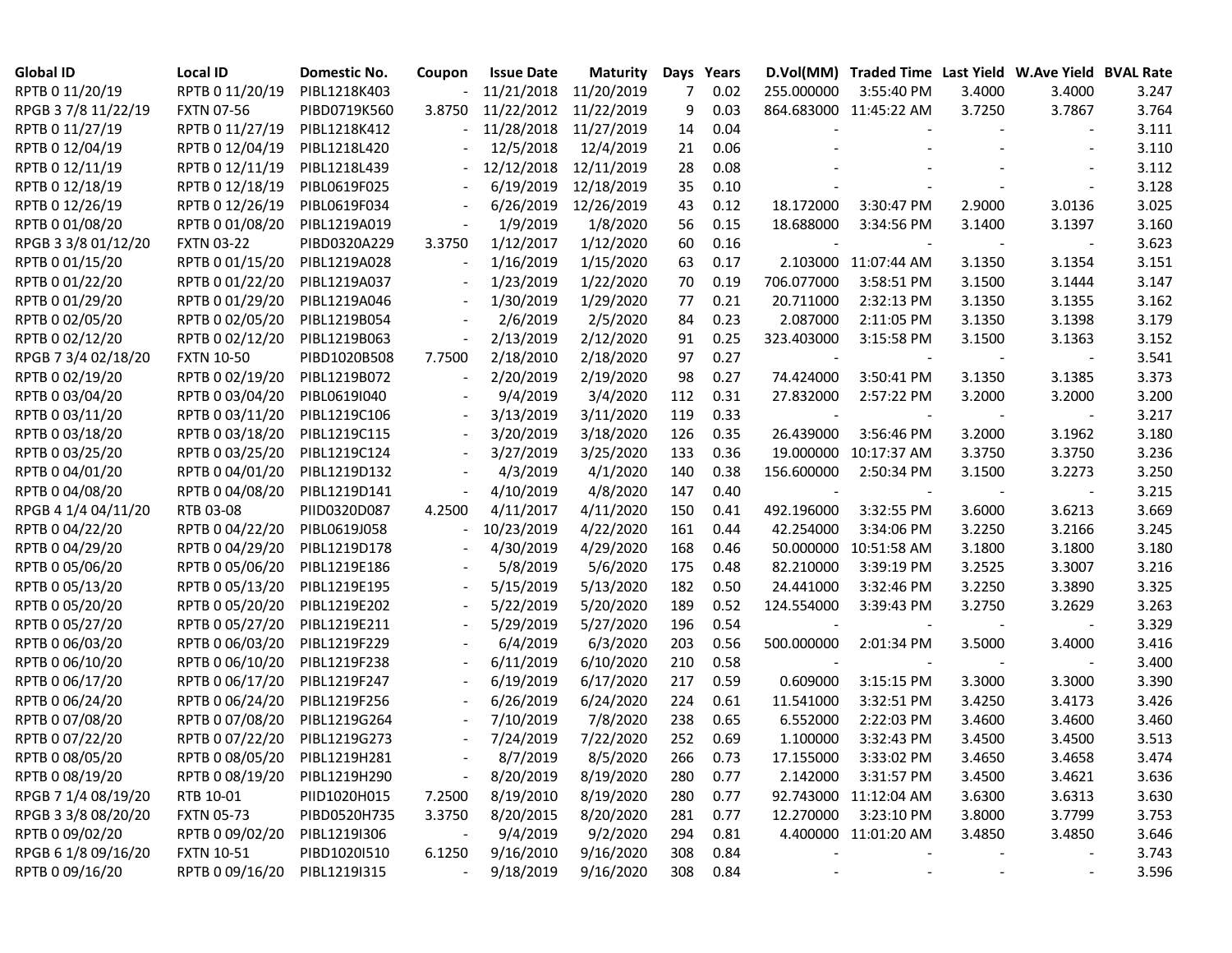| Global ID | Local ID | Domestic No. | Coupon | Issue Date | Maturity | Days | Years | D.Vol(MM) | Traded Time | Last Yield | W.Ave Yield | BVAL Rate |
|---|---|---|---|---|---|---|---|---|---|---|---|---|
| RPTB 0 11/20/19 | RPTB 0 11/20/19 | PIBL1218K403 | - | 11/21/2018 | 11/20/2019 | 7 | 0.02 | 255.000000 | 3:55:40 PM | 3.4000 | 3.4000 | 3.247 |
| RPGB 3 7/8 11/22/19 | FXTN 07-56 | PIBD0719K560 | 3.8750 | 11/22/2012 | 11/22/2019 | 9 | 0.03 | 864.683000 | 11:45:22 AM | 3.7250 | 3.7867 | 3.764 |
| RPTB 0 11/27/19 | RPTB 0 11/27/19 | PIBL1218K412 | - | 11/28/2018 | 11/27/2019 | 14 | 0.04 | - | - | - | - | 3.111 |
| RPTB 0 12/04/19 | RPTB 0 12/04/19 | PIBL1218L420 | - | 12/5/2018 | 12/4/2019 | 21 | 0.06 | - | - | - | - | 3.110 |
| RPTB 0 12/11/19 | RPTB 0 12/11/19 | PIBL1218L439 | - | 12/12/2018 | 12/11/2019 | 28 | 0.08 | - | - | - | - | 3.112 |
| RPTB 0 12/18/19 | RPTB 0 12/18/19 | PIBL0619F025 | - | 6/19/2019 | 12/18/2019 | 35 | 0.10 | - | - | - | - | 3.128 |
| RPTB 0 12/26/19 | RPTB 0 12/26/19 | PIBL0619F034 | - | 6/26/2019 | 12/26/2019 | 43 | 0.12 | 18.172000 | 3:30:47 PM | 2.9000 | 3.0136 | 3.025 |
| RPTB 0 01/08/20 | RPTB 0 01/08/20 | PIBL1219A019 | - | 1/9/2019 | 1/8/2020 | 56 | 0.15 | 18.688000 | 3:34:56 PM | 3.1400 | 3.1397 | 3.160 |
| RPGB 3 3/8 01/12/20 | FXTN 03-22 | PIBD0320A229 | 3.3750 | 1/12/2017 | 1/12/2020 | 60 | 0.16 | - | - | - | - | 3.623 |
| RPTB 0 01/15/20 | RPTB 0 01/15/20 | PIBL1219A028 | - | 1/16/2019 | 1/15/2020 | 63 | 0.17 | 2.103000 | 11:07:44 AM | 3.1350 | 3.1354 | 3.151 |
| RPTB 0 01/22/20 | RPTB 0 01/22/20 | PIBL1219A037 | - | 1/23/2019 | 1/22/2020 | 70 | 0.19 | 706.077000 | 3:58:51 PM | 3.1500 | 3.1444 | 3.147 |
| RPTB 0 01/29/20 | RPTB 0 01/29/20 | PIBL1219A046 | - | 1/30/2019 | 1/29/2020 | 77 | 0.21 | 20.711000 | 2:32:13 PM | 3.1350 | 3.1355 | 3.162 |
| RPTB 0 02/05/20 | RPTB 0 02/05/20 | PIBL1219B054 | - | 2/6/2019 | 2/5/2020 | 84 | 0.23 | 2.087000 | 2:11:05 PM | 3.1350 | 3.1398 | 3.179 |
| RPTB 0 02/12/20 | RPTB 0 02/12/20 | PIBL1219B063 | - | 2/13/2019 | 2/12/2020 | 91 | 0.25 | 323.403000 | 3:15:58 PM | 3.1500 | 3.1363 | 3.152 |
| RPGB 7 3/4 02/18/20 | FXTN 10-50 | PIBD1020B508 | 7.7500 | 2/18/2010 | 2/18/2020 | 97 | 0.27 | - | - | - | - | 3.541 |
| RPTB 0 02/19/20 | RPTB 0 02/19/20 | PIBL1219B072 | - | 2/20/2019 | 2/19/2020 | 98 | 0.27 | 74.424000 | 3:50:41 PM | 3.1350 | 3.1385 | 3.373 |
| RPTB 0 03/04/20 | RPTB 0 03/04/20 | PIBL0619I040 | - | 9/4/2019 | 3/4/2020 | 112 | 0.31 | 27.832000 | 2:57:22 PM | 3.2000 | 3.2000 | 3.200 |
| RPTB 0 03/11/20 | RPTB 0 03/11/20 | PIBL1219C106 | - | 3/13/2019 | 3/11/2020 | 119 | 0.33 | - | - | - | - | 3.217 |
| RPTB 0 03/18/20 | RPTB 0 03/18/20 | PIBL1219C115 | - | 3/20/2019 | 3/18/2020 | 126 | 0.35 | 26.439000 | 3:56:46 PM | 3.2000 | 3.1962 | 3.180 |
| RPTB 0 03/25/20 | RPTB 0 03/25/20 | PIBL1219C124 | - | 3/27/2019 | 3/25/2020 | 133 | 0.36 | 19.000000 | 10:17:37 AM | 3.3750 | 3.3750 | 3.236 |
| RPTB 0 04/01/20 | RPTB 0 04/01/20 | PIBL1219D132 | - | 4/3/2019 | 4/1/2020 | 140 | 0.38 | 156.600000 | 2:50:34 PM | 3.1500 | 3.2273 | 3.250 |
| RPTB 0 04/08/20 | RPTB 0 04/08/20 | PIBL1219D141 | - | 4/10/2019 | 4/8/2020 | 147 | 0.40 | - | - | - | - | 3.215 |
| RPGB 4 1/4 04/11/20 | RTB 03-08 | PIID0320D087 | 4.2500 | 4/11/2017 | 4/11/2020 | 150 | 0.41 | 492.196000 | 3:32:55 PM | 3.6000 | 3.6213 | 3.669 |
| RPTB 0 04/22/20 | RPTB 0 04/22/20 | PIBL0619J058 | - | 10/23/2019 | 4/22/2020 | 161 | 0.44 | 42.254000 | 3:34:06 PM | 3.2250 | 3.2166 | 3.245 |
| RPTB 0 04/29/20 | RPTB 0 04/29/20 | PIBL1219D178 | - | 4/30/2019 | 4/29/2020 | 168 | 0.46 | 50.000000 | 10:51:58 AM | 3.1800 | 3.1800 | 3.180 |
| RPTB 0 05/06/20 | RPTB 0 05/06/20 | PIBL1219E186 | - | 5/8/2019 | 5/6/2020 | 175 | 0.48 | 82.210000 | 3:39:19 PM | 3.2525 | 3.3007 | 3.216 |
| RPTB 0 05/13/20 | RPTB 0 05/13/20 | PIBL1219E195 | - | 5/15/2019 | 5/13/2020 | 182 | 0.50 | 24.441000 | 3:32:46 PM | 3.2250 | 3.3890 | 3.325 |
| RPTB 0 05/20/20 | RPTB 0 05/20/20 | PIBL1219E202 | - | 5/22/2019 | 5/20/2020 | 189 | 0.52 | 124.554000 | 3:39:43 PM | 3.2750 | 3.2629 | 3.263 |
| RPTB 0 05/27/20 | RPTB 0 05/27/20 | PIBL1219E211 | - | 5/29/2019 | 5/27/2020 | 196 | 0.54 | - | - | - | - | 3.329 |
| RPTB 0 06/03/20 | RPTB 0 06/03/20 | PIBL1219F229 | - | 6/4/2019 | 6/3/2020 | 203 | 0.56 | 500.000000 | 2:01:34 PM | 3.5000 | 3.4000 | 3.416 |
| RPTB 0 06/10/20 | RPTB 0 06/10/20 | PIBL1219F238 | - | 6/11/2019 | 6/10/2020 | 210 | 0.58 | - | - | - | - | 3.400 |
| RPTB 0 06/17/20 | RPTB 0 06/17/20 | PIBL1219F247 | - | 6/19/2019 | 6/17/2020 | 217 | 0.59 | 0.609000 | 3:15:15 PM | 3.3000 | 3.3000 | 3.390 |
| RPTB 0 06/24/20 | RPTB 0 06/24/20 | PIBL1219F256 | - | 6/26/2019 | 6/24/2020 | 224 | 0.61 | 11.541000 | 3:32:51 PM | 3.4250 | 3.4173 | 3.426 |
| RPTB 0 07/08/20 | RPTB 0 07/08/20 | PIBL1219G264 | - | 7/10/2019 | 7/8/2020 | 238 | 0.65 | 6.552000 | 2:22:03 PM | 3.4600 | 3.4600 | 3.460 |
| RPTB 0 07/22/20 | RPTB 0 07/22/20 | PIBL1219G273 | - | 7/24/2019 | 7/22/2020 | 252 | 0.69 | 1.100000 | 3:32:43 PM | 3.4500 | 3.4500 | 3.513 |
| RPTB 0 08/05/20 | RPTB 0 08/05/20 | PIBL1219H281 | - | 8/7/2019 | 8/5/2020 | 266 | 0.73 | 17.155000 | 3:33:02 PM | 3.4650 | 3.4658 | 3.474 |
| RPTB 0 08/19/20 | RPTB 0 08/19/20 | PIBL1219H290 | - | 8/20/2019 | 8/19/2020 | 280 | 0.77 | 2.142000 | 3:31:57 PM | 3.4500 | 3.4621 | 3.636 |
| RPGB 7 1/4 08/19/20 | RTB 10-01 | PIID1020H015 | 7.2500 | 8/19/2010 | 8/19/2020 | 280 | 0.77 | 92.743000 | 11:12:04 AM | 3.6300 | 3.6313 | 3.630 |
| RPGB 3 3/8 08/20/20 | FXTN 05-73 | PIBD0520H735 | 3.3750 | 8/20/2015 | 8/20/2020 | 281 | 0.77 | 12.270000 | 3:23:10 PM | 3.8000 | 3.7799 | 3.753 |
| RPTB 0 09/02/20 | RPTB 0 09/02/20 | PIBL1219I306 | - | 9/4/2019 | 9/2/2020 | 294 | 0.81 | 4.400000 | 11:01:20 AM | 3.4850 | 3.4850 | 3.646 |
| RPGB 6 1/8 09/16/20 | FXTN 10-51 | PIBD1020I510 | 6.1250 | 9/16/2010 | 9/16/2020 | 308 | 0.84 | - | - | - | - | 3.743 |
| RPTB 0 09/16/20 | RPTB 0 09/16/20 | PIBL1219I315 | - | 9/18/2019 | 9/16/2020 | 308 | 0.84 | - | - | - | - | 3.596 |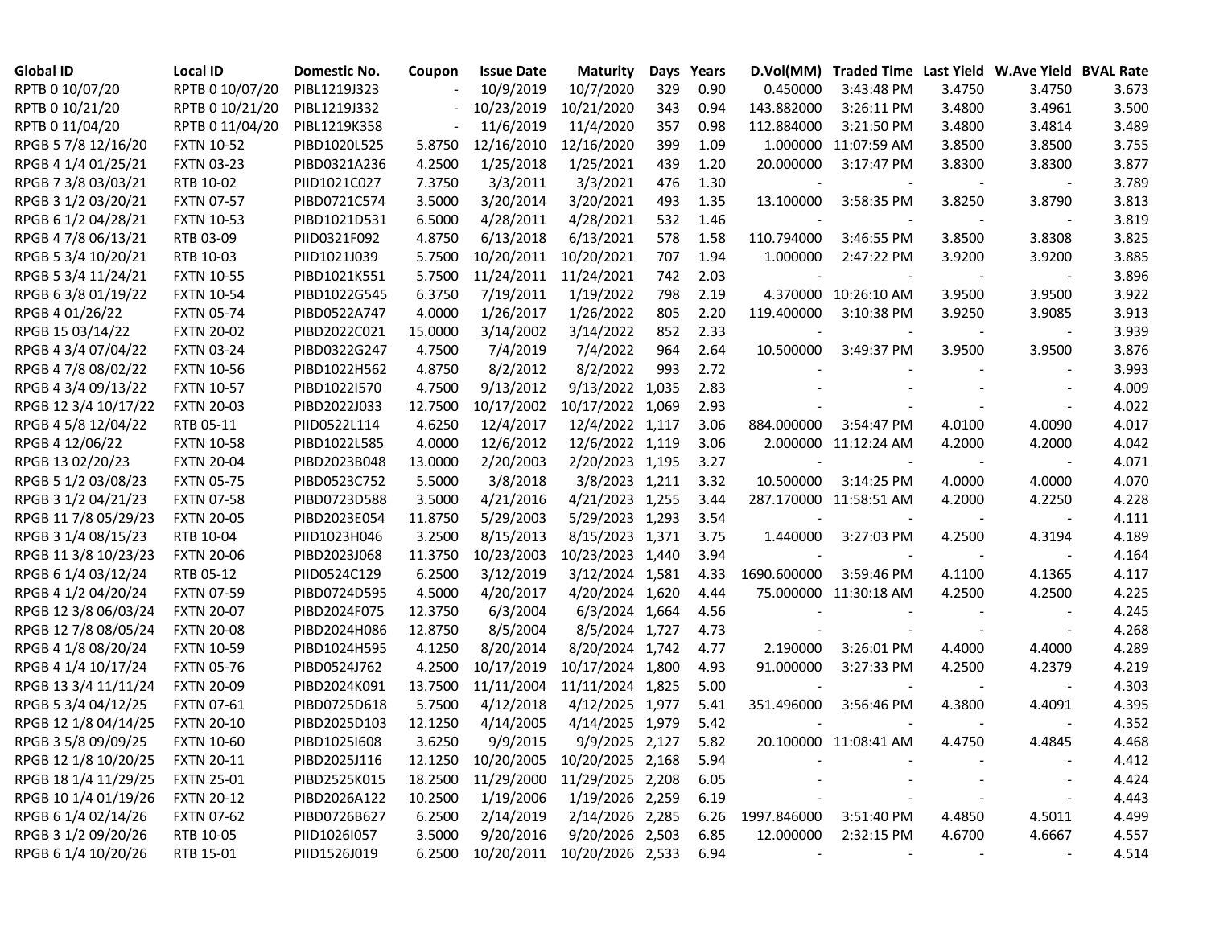| Global ID | Local ID | Domestic No. | Coupon | Issue Date | Maturity | Days | Years | D.Vol(MM) | Traded Time | Last Yield | W.Ave Yield | BVAL Rate |
|---|---|---|---|---|---|---|---|---|---|---|---|---|
| RPTB 0 10/07/20 | RPTB 0 10/07/20 | PIBL1219J323 | - | 10/9/2019 | 10/7/2020 | 329 | 0.90 | 0.450000 | 3:43:48 PM | 3.4750 | 3.4750 | 3.673 |
| RPTB 0 10/21/20 | RPTB 0 10/21/20 | PIBL1219J332 | - | 10/23/2019 | 10/21/2020 | 343 | 0.94 | 143.882000 | 3:26:11 PM | 3.4800 | 3.4961 | 3.500 |
| RPTB 0 11/04/20 | RPTB 0 11/04/20 | PIBL1219K358 | - | 11/6/2019 | 11/4/2020 | 357 | 0.98 | 112.884000 | 3:21:50 PM | 3.4800 | 3.4814 | 3.489 |
| RPGB 5 7/8 12/16/20 | FXTN 10-52 | PIBD1020L525 | 5.8750 | 12/16/2010 | 12/16/2020 | 399 | 1.09 | 1.000000 | 11:07:59 AM | 3.8500 | 3.8500 | 3.755 |
| RPGB 4 1/4 01/25/21 | FXTN 03-23 | PIBD0321A236 | 4.2500 | 1/25/2018 | 1/25/2021 | 439 | 1.20 | 20.000000 | 3:17:47 PM | 3.8300 | 3.8300 | 3.877 |
| RPGB 7 3/8 03/03/21 | RTB 10-02 | PIID1021C027 | 7.3750 | 3/3/2011 | 3/3/2021 | 476 | 1.30 | - | - | - | - | 3.789 |
| RPGB 3 1/2 03/20/21 | FXTN 07-57 | PIBD0721C574 | 3.5000 | 3/20/2014 | 3/20/2021 | 493 | 1.35 | 13.100000 | 3:58:35 PM | 3.8250 | 3.8790 | 3.813 |
| RPGB 6 1/2 04/28/21 | FXTN 10-53 | PIBD1021D531 | 6.5000 | 4/28/2011 | 4/28/2021 | 532 | 1.46 | - | - | - | - | 3.819 |
| RPGB 4 7/8 06/13/21 | RTB 03-09 | PIID0321F092 | 4.8750 | 6/13/2018 | 6/13/2021 | 578 | 1.58 | 110.794000 | 3:46:55 PM | 3.8500 | 3.8308 | 3.825 |
| RPGB 5 3/4 10/20/21 | RTB 10-03 | PIID1021J039 | 5.7500 | 10/20/2011 | 10/20/2021 | 707 | 1.94 | 1.000000 | 2:47:22 PM | 3.9200 | 3.9200 | 3.885 |
| RPGB 5 3/4 11/24/21 | FXTN 10-55 | PIBD1021K551 | 5.7500 | 11/24/2011 | 11/24/2021 | 742 | 2.03 | - | - | - | - | 3.896 |
| RPGB 6 3/8 01/19/22 | FXTN 10-54 | PIBD1022G545 | 6.3750 | 7/19/2011 | 1/19/2022 | 798 | 2.19 | 4.370000 | 10:26:10 AM | 3.9500 | 3.9500 | 3.922 |
| RPGB 4 01/26/22 | FXTN 05-74 | PIBD0522A747 | 4.0000 | 1/26/2017 | 1/26/2022 | 805 | 2.20 | 119.400000 | 3:10:38 PM | 3.9250 | 3.9085 | 3.913 |
| RPGB 15 03/14/22 | FXTN 20-02 | PIBD2022C021 | 15.0000 | 3/14/2002 | 3/14/2022 | 852 | 2.33 | - | - | - | - | 3.939 |
| RPGB 4 3/4 07/04/22 | FXTN 03-24 | PIBD0322G247 | 4.7500 | 7/4/2019 | 7/4/2022 | 964 | 2.64 | 10.500000 | 3:49:37 PM | 3.9500 | 3.9500 | 3.876 |
| RPGB 4 7/8 08/02/22 | FXTN 10-56 | PIBD1022H562 | 4.8750 | 8/2/2012 | 8/2/2022 | 993 | 2.72 | - | - | - | - | 3.993 |
| RPGB 4 3/4 09/13/22 | FXTN 10-57 | PIBD1022I570 | 4.7500 | 9/13/2012 | 9/13/2022 | 1,035 | 2.83 | - | - | - | - | 4.009 |
| RPGB 12 3/4 10/17/22 | FXTN 20-03 | PIBD2022J033 | 12.7500 | 10/17/2002 | 10/17/2022 | 1,069 | 2.93 | - | - | - | - | 4.022 |
| RPGB 4 5/8 12/04/22 | RTB 05-11 | PIID0522L114 | 4.6250 | 12/4/2017 | 12/4/2022 | 1,117 | 3.06 | 884.000000 | 3:54:47 PM | 4.0100 | 4.0090 | 4.017 |
| RPGB 4 12/06/22 | FXTN 10-58 | PIBD1022L585 | 4.0000 | 12/6/2012 | 12/6/2022 | 1,119 | 3.06 | 2.000000 | 11:12:24 AM | 4.2000 | 4.2000 | 4.042 |
| RPGB 13 02/20/23 | FXTN 20-04 | PIBD2023B048 | 13.0000 | 2/20/2003 | 2/20/2023 | 1,195 | 3.27 | - | - | - | - | 4.071 |
| RPGB 5 1/2 03/08/23 | FXTN 05-75 | PIBD0523C752 | 5.5000 | 3/8/2018 | 3/8/2023 | 1,211 | 3.32 | 10.500000 | 3:14:25 PM | 4.0000 | 4.0000 | 4.070 |
| RPGB 3 1/2 04/21/23 | FXTN 07-58 | PIBD0723D588 | 3.5000 | 4/21/2016 | 4/21/2023 | 1,255 | 3.44 | 287.170000 | 11:58:51 AM | 4.2000 | 4.2250 | 4.228 |
| RPGB 11 7/8 05/29/23 | FXTN 20-05 | PIBD2023E054 | 11.8750 | 5/29/2003 | 5/29/2023 | 1,293 | 3.54 | - | - | - | - | 4.111 |
| RPGB 3 1/4 08/15/23 | RTB 10-04 | PIID1023H046 | 3.2500 | 8/15/2013 | 8/15/2023 | 1,371 | 3.75 | 1.440000 | 3:27:03 PM | 4.2500 | 4.3194 | 4.189 |
| RPGB 11 3/8 10/23/23 | FXTN 20-06 | PIBD2023J068 | 11.3750 | 10/23/2003 | 10/23/2023 | 1,440 | 3.94 | - | - | - | - | 4.164 |
| RPGB 6 1/4 03/12/24 | RTB 05-12 | PIID0524C129 | 6.2500 | 3/12/2019 | 3/12/2024 | 1,581 | 4.33 | 1690.600000 | 3:59:46 PM | 4.1100 | 4.1365 | 4.117 |
| RPGB 4 1/2 04/20/24 | FXTN 07-59 | PIBD0724D595 | 4.5000 | 4/20/2017 | 4/20/2024 | 1,620 | 4.44 | 75.000000 | 11:30:18 AM | 4.2500 | 4.2500 | 4.225 |
| RPGB 12 3/8 06/03/24 | FXTN 20-07 | PIBD2024F075 | 12.3750 | 6/3/2004 | 6/3/2024 | 1,664 | 4.56 | - | - | - | - | 4.245 |
| RPGB 12 7/8 08/05/24 | FXTN 20-08 | PIBD2024H086 | 12.8750 | 8/5/2004 | 8/5/2024 | 1,727 | 4.73 | - | - | - | - | 4.268 |
| RPGB 4 1/8 08/20/24 | FXTN 10-59 | PIBD1024H595 | 4.1250 | 8/20/2014 | 8/20/2024 | 1,742 | 4.77 | 2.190000 | 3:26:01 PM | 4.4000 | 4.4000 | 4.289 |
| RPGB 4 1/4 10/17/24 | FXTN 05-76 | PIBD0524J762 | 4.2500 | 10/17/2019 | 10/17/2024 | 1,800 | 4.93 | 91.000000 | 3:27:33 PM | 4.2500 | 4.2379 | 4.219 |
| RPGB 13 3/4 11/11/24 | FXTN 20-09 | PIBD2024K091 | 13.7500 | 11/11/2004 | 11/11/2024 | 1,825 | 5.00 | - | - | - | - | 4.303 |
| RPGB 5 3/4 04/12/25 | FXTN 07-61 | PIBD0725D618 | 5.7500 | 4/12/2018 | 4/12/2025 | 1,977 | 5.41 | 351.496000 | 3:56:46 PM | 4.3800 | 4.4091 | 4.395 |
| RPGB 12 1/8 04/14/25 | FXTN 20-10 | PIBD2025D103 | 12.1250 | 4/14/2005 | 4/14/2025 | 1,979 | 5.42 | - | - | - | - | 4.352 |
| RPGB 3 5/8 09/09/25 | FXTN 10-60 | PIBD1025I608 | 3.6250 | 9/9/2015 | 9/9/2025 | 2,127 | 5.82 | 20.100000 | 11:08:41 AM | 4.4750 | 4.4845 | 4.468 |
| RPGB 12 1/8 10/20/25 | FXTN 20-11 | PIBD2025J116 | 12.1250 | 10/20/2005 | 10/20/2025 | 2,168 | 5.94 | - | - | - | - | 4.412 |
| RPGB 18 1/4 11/29/25 | FXTN 25-01 | PIBD2525K015 | 18.2500 | 11/29/2000 | 11/29/2025 | 2,208 | 6.05 | - | - | - | - | 4.424 |
| RPGB 10 1/4 01/19/26 | FXTN 20-12 | PIBD2026A122 | 10.2500 | 1/19/2006 | 1/19/2026 | 2,259 | 6.19 | - | - | - | - | 4.443 |
| RPGB 6 1/4 02/14/26 | FXTN 07-62 | PIBD0726B627 | 6.2500 | 2/14/2019 | 2/14/2026 | 2,285 | 6.26 | 1997.846000 | 3:51:40 PM | 4.4850 | 4.5011 | 4.499 |
| RPGB 3 1/2 09/20/26 | RTB 10-05 | PIID1026I057 | 3.5000 | 9/20/2016 | 9/20/2026 | 2,503 | 6.85 | 12.000000 | 2:32:15 PM | 4.6700 | 4.6667 | 4.557 |
| RPGB 6 1/4 10/20/26 | RTB 15-01 | PIID1526J019 | 6.2500 | 10/20/2011 | 10/20/2026 | 2,533 | 6.94 | - | - | - | - | 4.514 |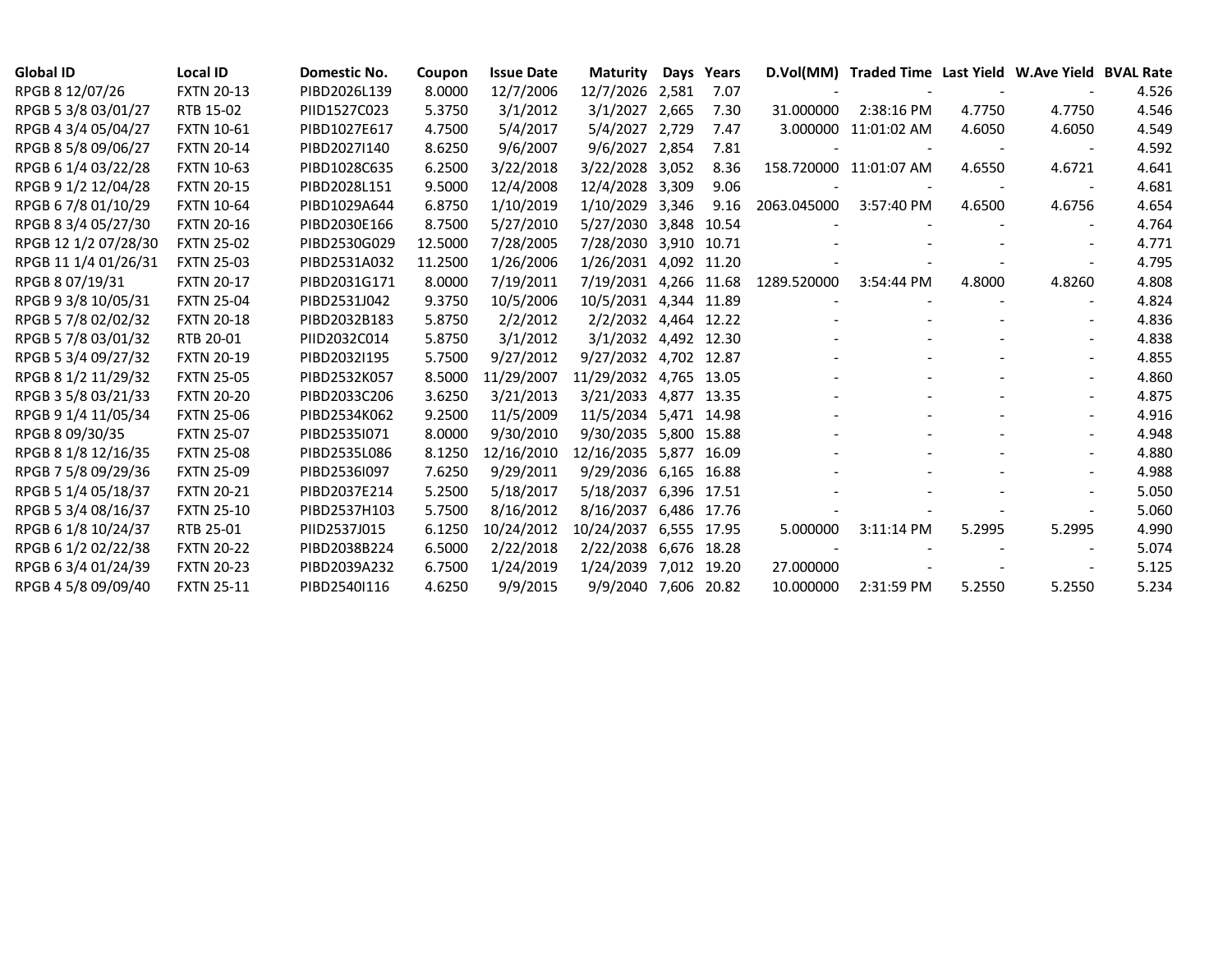| Global ID | Local ID | Domestic No. | Coupon | Issue Date | Maturity | Days | Years | D.Vol(MM) | Traded Time | Last Yield | W.Ave Yield | BVAL Rate |
|---|---|---|---|---|---|---|---|---|---|---|---|---|
| RPGB 8 12/07/26 | FXTN 20-13 | PIBD2026L139 | 8.0000 | 12/7/2006 | 12/7/2026 | 2,581 | 7.07 | - | - | - | - | 4.526 |
| RPGB 5 3/8 03/01/27 | RTB 15-02 | PIID1527C023 | 5.3750 | 3/1/2012 | 3/1/2027 | 2,665 | 7.30 | 31.000000 | 2:38:16 PM | 4.7750 | 4.7750 | 4.546 |
| RPGB 4 3/4 05/04/27 | FXTN 10-61 | PIBD1027E617 | 4.7500 | 5/4/2017 | 5/4/2027 | 2,729 | 7.47 | 3.000000 | 11:01:02 AM | 4.6050 | 4.6050 | 4.549 |
| RPGB 8 5/8 09/06/27 | FXTN 20-14 | PIBD2027I140 | 8.6250 | 9/6/2007 | 9/6/2027 | 2,854 | 7.81 | - | - | - | - | 4.592 |
| RPGB 6 1/4 03/22/28 | FXTN 10-63 | PIBD1028C635 | 6.2500 | 3/22/2018 | 3/22/2028 | 3,052 | 8.36 | 158.720000 | 11:01:07 AM | 4.6550 | 4.6721 | 4.641 |
| RPGB 9 1/2 12/04/28 | FXTN 20-15 | PIBD2028L151 | 9.5000 | 12/4/2008 | 12/4/2028 | 3,309 | 9.06 | - | - | - | - | 4.681 |
| RPGB 6 7/8 01/10/29 | FXTN 10-64 | PIBD1029A644 | 6.8750 | 1/10/2019 | 1/10/2029 | 3,346 | 9.16 | 2063.045000 | 3:57:40 PM | 4.6500 | 4.6756 | 4.654 |
| RPGB 8 3/4 05/27/30 | FXTN 20-16 | PIBD2030E166 | 8.7500 | 5/27/2010 | 5/27/2030 | 3,848 | 10.54 | - | - | - | - | 4.764 |
| RPGB 12 1/2 07/28/30 | FXTN 25-02 | PIBD2530G029 | 12.5000 | 7/28/2005 | 7/28/2030 | 3,910 | 10.71 | - | - | - | - | 4.771 |
| RPGB 11 1/4 01/26/31 | FXTN 25-03 | PIBD2531A032 | 11.2500 | 1/26/2006 | 1/26/2031 | 4,092 | 11.20 | - | - | - | - | 4.795 |
| RPGB 8 07/19/31 | FXTN 20-17 | PIBD2031G171 | 8.0000 | 7/19/2011 | 7/19/2031 | 4,266 | 11.68 | 1289.520000 | 3:54:44 PM | 4.8000 | 4.8260 | 4.808 |
| RPGB 9 3/8 10/05/31 | FXTN 25-04 | PIBD2531J042 | 9.3750 | 10/5/2006 | 10/5/2031 | 4,344 | 11.89 | - | - | - | - | 4.824 |
| RPGB 5 7/8 02/02/32 | FXTN 20-18 | PIBD2032B183 | 5.8750 | 2/2/2012 | 2/2/2032 | 4,464 | 12.22 | - | - | - | - | 4.836 |
| RPGB 5 7/8 03/01/32 | RTB 20-01 | PIID2032C014 | 5.8750 | 3/1/2012 | 3/1/2032 | 4,492 | 12.30 | - | - | - | - | 4.838 |
| RPGB 5 3/4 09/27/32 | FXTN 20-19 | PIBD2032I195 | 5.7500 | 9/27/2012 | 9/27/2032 | 4,702 | 12.87 | - | - | - | - | 4.855 |
| RPGB 8 1/2 11/29/32 | FXTN 25-05 | PIBD2532K057 | 8.5000 | 11/29/2007 | 11/29/2032 | 4,765 | 13.05 | - | - | - | - | 4.860 |
| RPGB 3 5/8 03/21/33 | FXTN 20-20 | PIBD2033C206 | 3.6250 | 3/21/2013 | 3/21/2033 | 4,877 | 13.35 | - | - | - | - | 4.875 |
| RPGB 9 1/4 11/05/34 | FXTN 25-06 | PIBD2534K062 | 9.2500 | 11/5/2009 | 11/5/2034 | 5,471 | 14.98 | - | - | - | - | 4.916 |
| RPGB 8 09/30/35 | FXTN 25-07 | PIBD2535I071 | 8.0000 | 9/30/2010 | 9/30/2035 | 5,800 | 15.88 | - | - | - | - | 4.948 |
| RPGB 8 1/8 12/16/35 | FXTN 25-08 | PIBD2535L086 | 8.1250 | 12/16/2010 | 12/16/2035 | 5,877 | 16.09 | - | - | - | - | 4.880 |
| RPGB 7 5/8 09/29/36 | FXTN 25-09 | PIBD2536I097 | 7.6250 | 9/29/2011 | 9/29/2036 | 6,165 | 16.88 | - | - | - | - | 4.988 |
| RPGB 5 1/4 05/18/37 | FXTN 20-21 | PIBD2037E214 | 5.2500 | 5/18/2017 | 5/18/2037 | 6,396 | 17.51 | - | - | - | - | 5.050 |
| RPGB 5 3/4 08/16/37 | FXTN 25-10 | PIBD2537H103 | 5.7500 | 8/16/2012 | 8/16/2037 | 6,486 | 17.76 | - | - | - | - | 5.060 |
| RPGB 6 1/8 10/24/37 | RTB 25-01 | PIID2537J015 | 6.1250 | 10/24/2012 | 10/24/2037 | 6,555 | 17.95 | 5.000000 | 3:11:14 PM | 5.2995 | 5.2995 | 4.990 |
| RPGB 6 1/2 02/22/38 | FXTN 20-22 | PIBD2038B224 | 6.5000 | 2/22/2018 | 2/22/2038 | 6,676 | 18.28 | - | - | - | - | 5.074 |
| RPGB 6 3/4 01/24/39 | FXTN 20-23 | PIBD2039A232 | 6.7500 | 1/24/2019 | 1/24/2039 | 7,012 | 19.20 | 27.000000 | - | - | - | 5.125 |
| RPGB 4 5/8 09/09/40 | FXTN 25-11 | PIBD2540I116 | 4.6250 | 9/9/2015 | 9/9/2040 | 7,606 | 20.82 | 10.000000 | 2:31:59 PM | 5.2550 | 5.2550 | 5.234 |